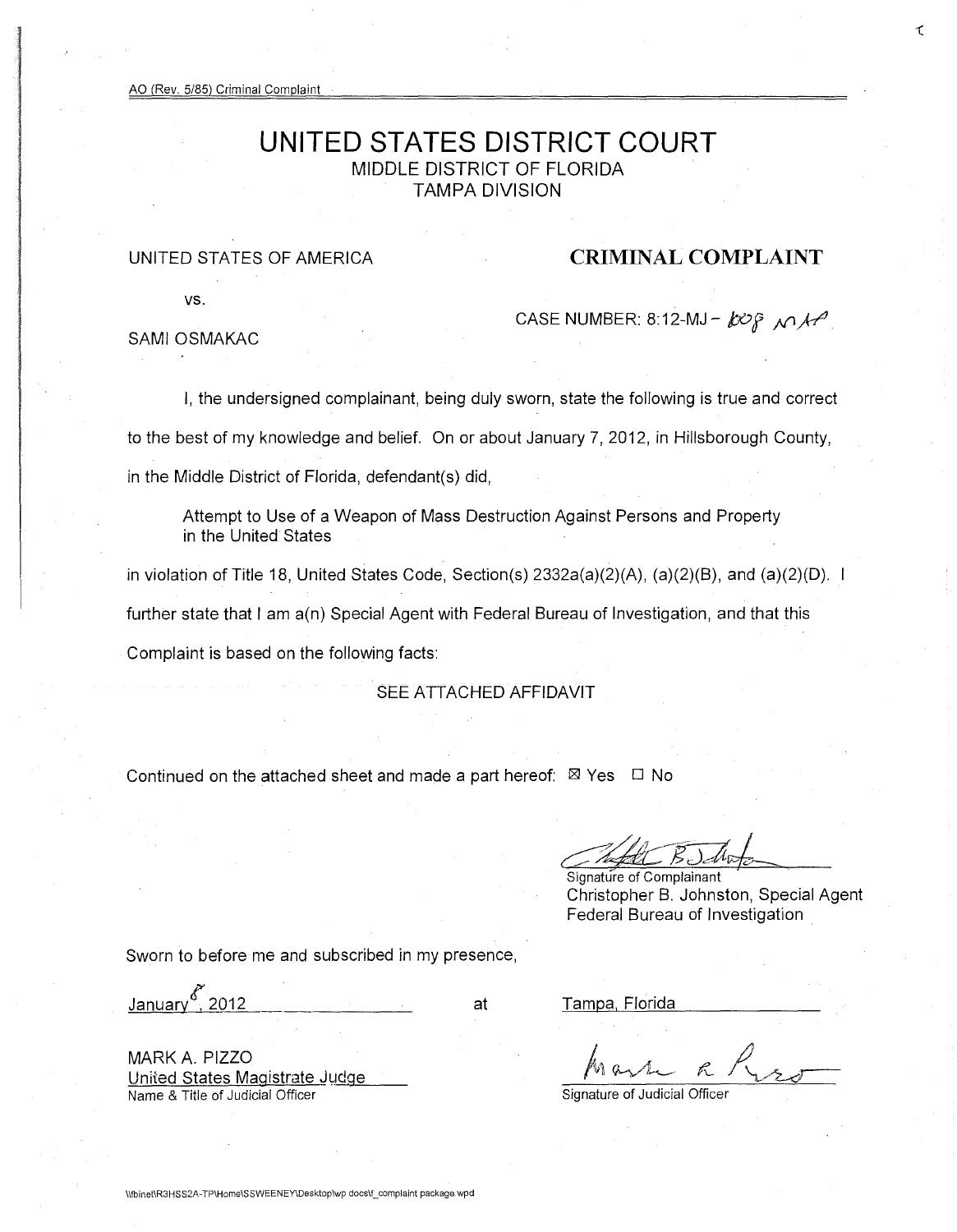AO (Rev. 5/85) Criminal Complaint

# UNITED STATES DISTRICT COURT
MIDDLE DISTRICT OF FLORIDA
TAMPA DIVISION

UNITED STATES OF AMERICA

**CRIMINAL COMPLAINT**

vs.

CASE NUMBER: 8:12-MJ - 1008 MAP

SAMI OSMAKAC

I, the undersigned complainant, being duly sworn, state the following is true and correct to the best of my knowledge and belief. On or about January 7, 2012, in Hillsborough County, in the Middle District of Florida, defendant(s) did,

> Attempt to Use of a Weapon of Mass Destruction Against Persons and Property in the United States

in violation of Title 18, United States Code, Section(s) 2332a(a)(2)(A), (a)(2)(B), and (a)(2)(D). I further state that I am a(n) Special Agent with Federal Bureau of Investigation, and that this Complaint is based on the following facts:

SEE ATTACHED AFFIDAVIT

Continued on the attached sheet and made a part hereof: ☒ Yes ☐ No

Signature of Complainant
Christopher B. Johnston, Special Agent
Federal Bureau of Investigation

Sworn to before me and subscribed in my presence,

January 8, 2012 at Tampa, Florida

MARK A. PIZZO
United States Magistrate Judge
Name & Title of Judicial Officer

Signature of Judicial Officer

\\fbinet\R3HSS2A-TP\Home\SSWEENEY\Desktop\wp docs\f_complaint package.wpd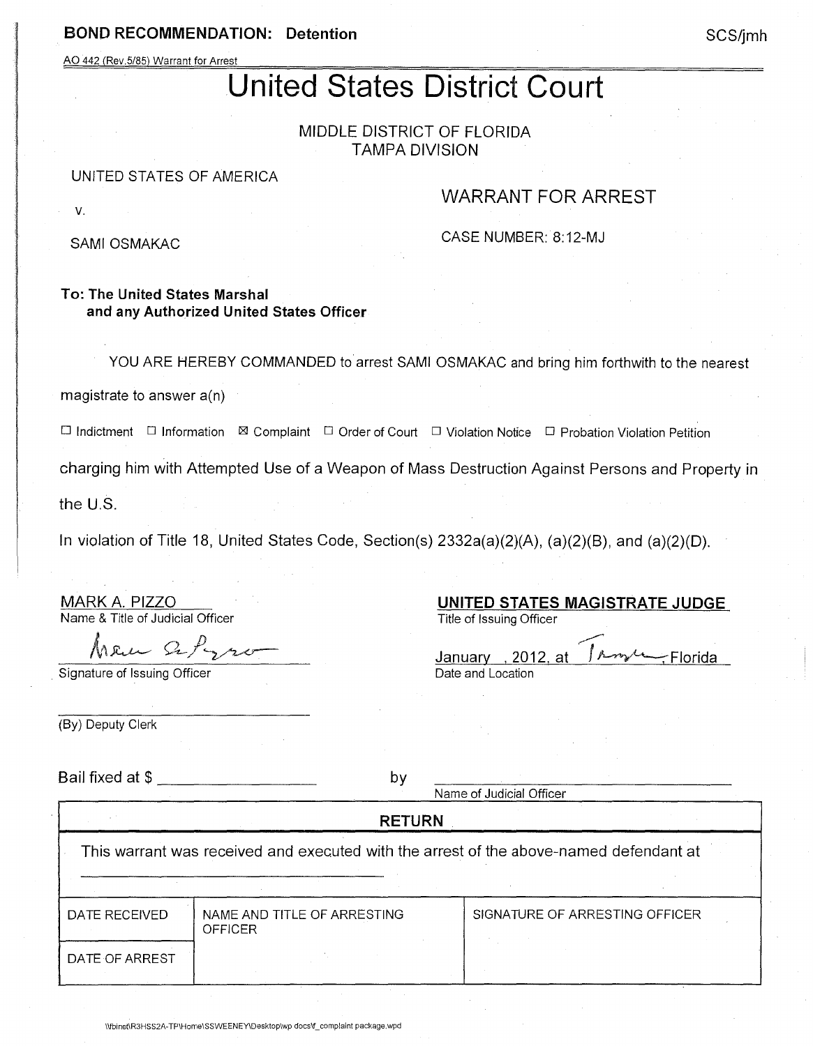**BOND RECOMMENDATION: Detention** SCS/jmh

AO 442 (Rev.5/85) Warrant for Arrest

# United States District Court

MIDDLE DISTRICT OF FLORIDA
TAMPA DIVISION

UNITED STATES OF AMERICA

v.

SAMI OSMAKAC

WARRANT FOR ARREST

CASE NUMBER: 8:12-MJ

**To: The United States Marshal**
**and any Authorized United States Officer**

YOU ARE HEREBY COMMANDED to arrest SAMI OSMAKAC and bring him forthwith to the nearest magistrate to answer a(n)

☐ Indictment ☐ Information ☒ Complaint ☐ Order of Court ☐ Violation Notice ☐ Probation Violation Petition

charging him with Attempted Use of a Weapon of Mass Destruction Against Persons and Property in the U.S.

In violation of Title 18, United States Code, Section(s) 2332a(a)(2)(A), (a)(2)(B), and (a)(2)(D).

MARK A. PIZZO
Name & Title of Judicial Officer

**UNITED STATES MAGISTRATE JUDGE**
Title of Issuing Officer

[Signature]
Signature of Issuing Officer

January , 2012, at Tampa, Florida
Date and Location

(By) Deputy Clerk

Bail fixed at $ ____________ by ____________
Name of Judicial Officer

| RETURN | | |
|---|---|---|
| This warrant was received and executed with the arrest of the above-named defendant at ____________ | | |
| DATE RECEIVED | NAME AND TITLE OF ARRESTING OFFICER | SIGNATURE OF ARRESTING OFFICER |
| DATE OF ARREST | | |

\\fbinet\R3HSS2A-TP\Home\SSWEENEY\Desktop\wp docs\f_complaint package.wpd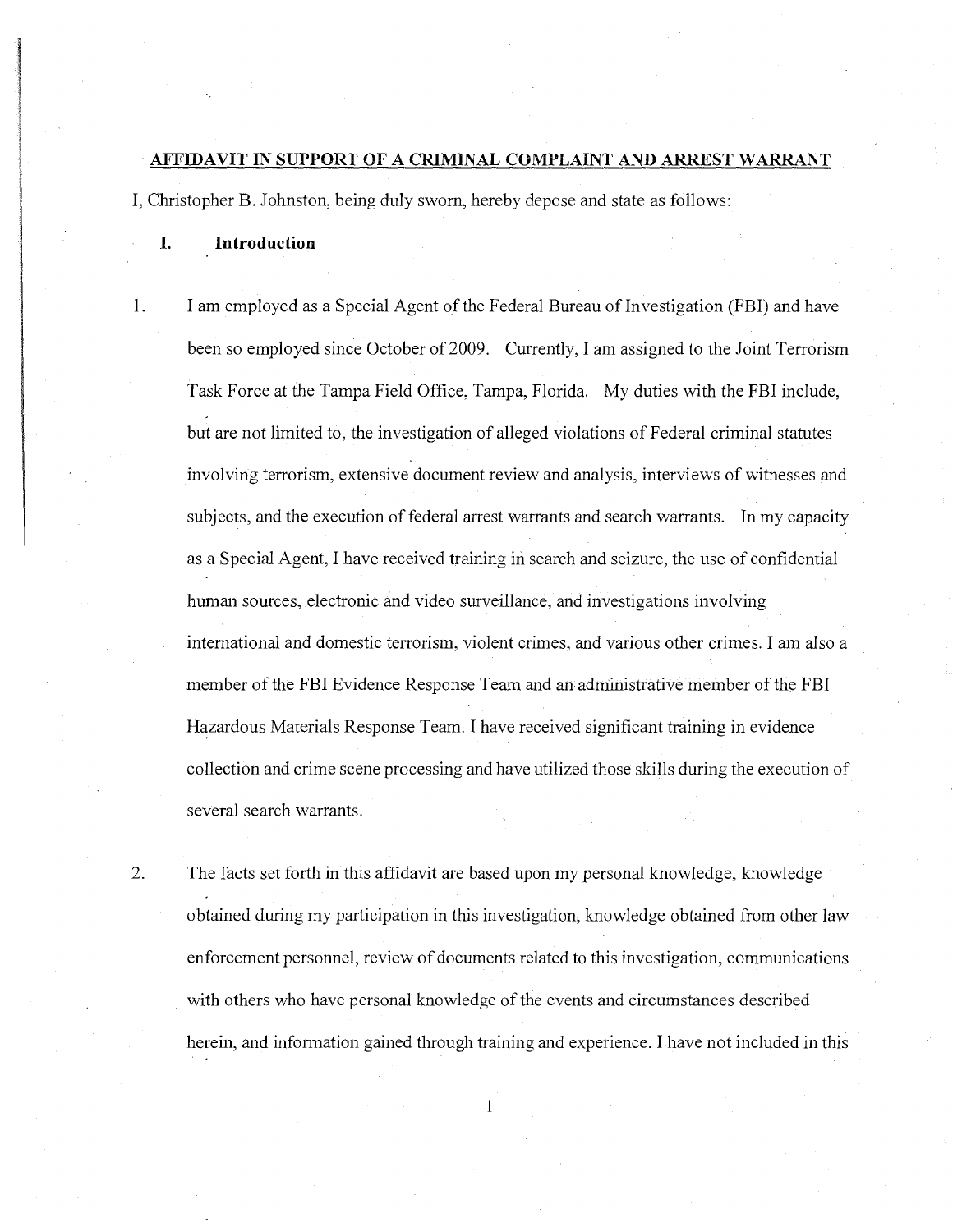## AFFIDAVIT IN SUPPORT OF A CRIMINAL COMPLAINT AND ARREST WARRANT

I, Christopher B. Johnston, being duly sworn, hereby depose and state as follows:

### I. Introduction

1. I am employed as a Special Agent of the Federal Bureau of Investigation (FBI) and have been so employed since October of 2009. Currently, I am assigned to the Joint Terrorism Task Force at the Tampa Field Office, Tampa, Florida. My duties with the FBI include, but are not limited to, the investigation of alleged violations of Federal criminal statutes involving terrorism, extensive document review and analysis, interviews of witnesses and subjects, and the execution of federal arrest warrants and search warrants. In my capacity as a Special Agent, I have received training in search and seizure, the use of confidential human sources, electronic and video surveillance, and investigations involving international and domestic terrorism, violent crimes, and various other crimes. I am also a member of the FBI Evidence Response Team and an administrative member of the FBI Hazardous Materials Response Team. I have received significant training in evidence collection and crime scene processing and have utilized those skills during the execution of several search warrants.

2. The facts set forth in this affidavit are based upon my personal knowledge, knowledge obtained during my participation in this investigation, knowledge obtained from other law enforcement personnel, review of documents related to this investigation, communications with others who have personal knowledge of the events and circumstances described herein, and information gained through training and experience. I have not included in this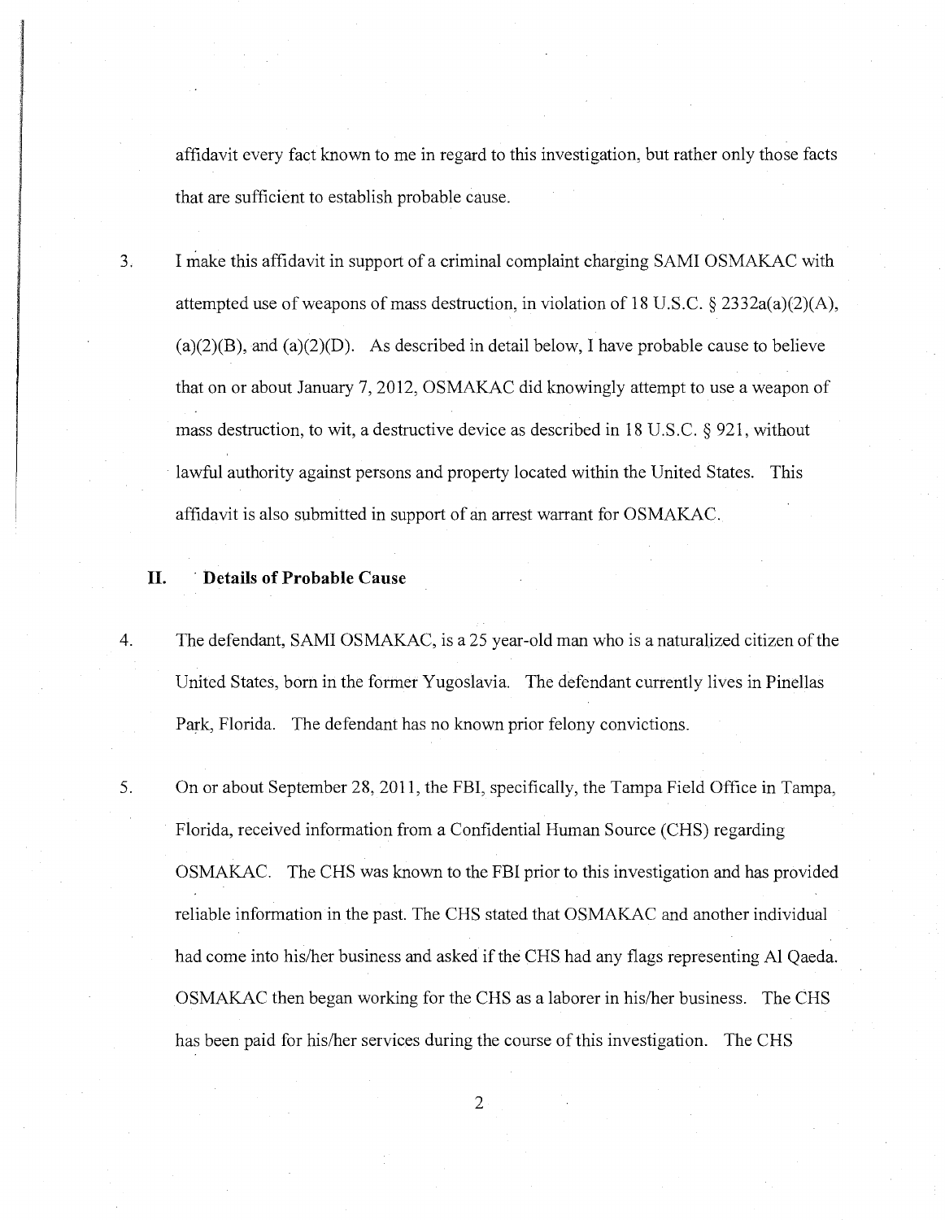affidavit every fact known to me in regard to this investigation, but rather only those facts that are sufficient to establish probable cause.

3. I make this affidavit in support of a criminal complaint charging SAMI OSMAKAC with attempted use of weapons of mass destruction, in violation of 18 U.S.C. § 2332a(a)(2)(A), (a)(2)(B), and (a)(2)(D). As described in detail below, I have probable cause to believe that on or about January 7, 2012, OSMAKAC did knowingly attempt to use a weapon of mass destruction, to wit, a destructive device as described in 18 U.S.C. § 921, without lawful authority against persons and property located within the United States. This affidavit is also submitted in support of an arrest warrant for OSMAKAC.

## II. Details of Probable Cause

4. The defendant, SAMI OSMAKAC, is a 25 year-old man who is a naturalized citizen of the United States, born in the former Yugoslavia. The defendant currently lives in Pinellas Park, Florida. The defendant has no known prior felony convictions.

5. On or about September 28, 2011, the FBI, specifically, the Tampa Field Office in Tampa, Florida, received information from a Confidential Human Source (CHS) regarding OSMAKAC. The CHS was known to the FBI prior to this investigation and has provided reliable information in the past. The CHS stated that OSMAKAC and another individual had come into his/her business and asked if the CHS had any flags representing Al Qaeda. OSMAKAC then began working for the CHS as a laborer in his/her business. The CHS has been paid for his/her services during the course of this investigation. The CHS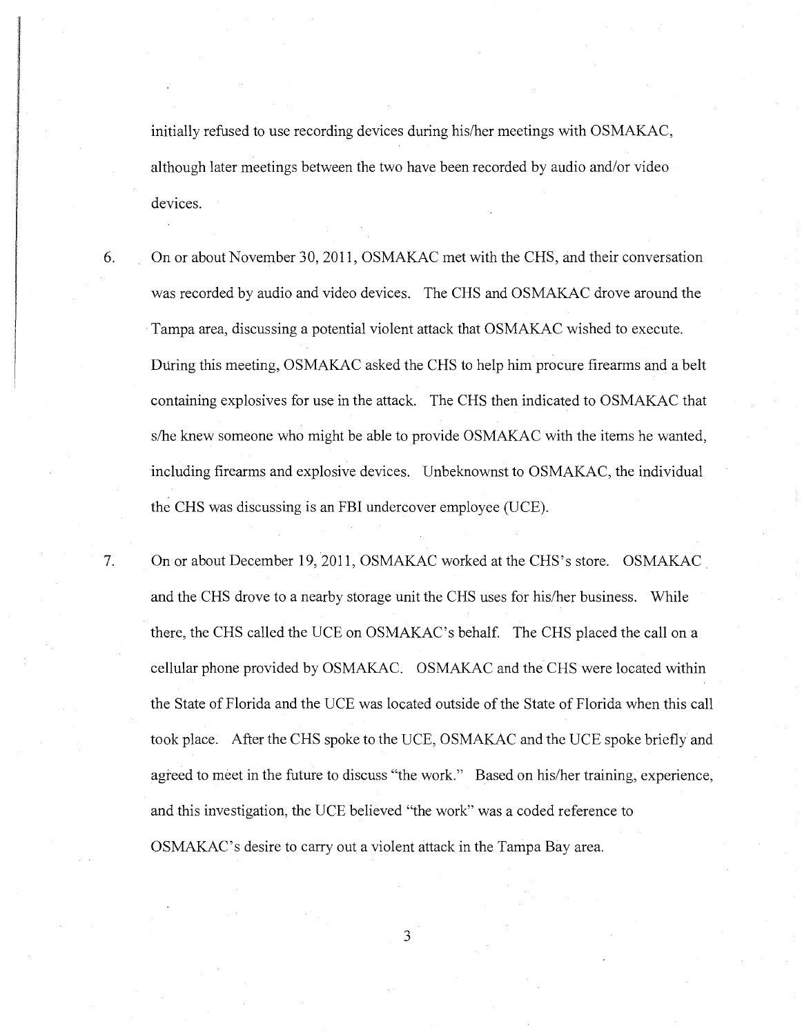initially refused to use recording devices during his/her meetings with OSMAKAC, although later meetings between the two have been recorded by audio and/or video devices.

6. On or about November 30, 2011, OSMAKAC met with the CHS, and their conversation was recorded by audio and video devices. The CHS and OSMAKAC drove around the Tampa area, discussing a potential violent attack that OSMAKAC wished to execute. During this meeting, OSMAKAC asked the CHS to help him procure firearms and a belt containing explosives for use in the attack. The CHS then indicated to OSMAKAC that s/he knew someone who might be able to provide OSMAKAC with the items he wanted, including firearms and explosive devices. Unbeknownst to OSMAKAC, the individual the CHS was discussing is an FBI undercover employee (UCE).

7. On or about December 19, 2011, OSMAKAC worked at the CHS's store. OSMAKAC and the CHS drove to a nearby storage unit the CHS uses for his/her business. While there, the CHS called the UCE on OSMAKAC's behalf. The CHS placed the call on a cellular phone provided by OSMAKAC. OSMAKAC and the CHS were located within the State of Florida and the UCE was located outside of the State of Florida when this call took place. After the CHS spoke to the UCE, OSMAKAC and the UCE spoke briefly and agreed to meet in the future to discuss "the work." Based on his/her training, experience, and this investigation, the UCE believed "the work" was a coded reference to OSMAKAC's desire to carry out a violent attack in the Tampa Bay area.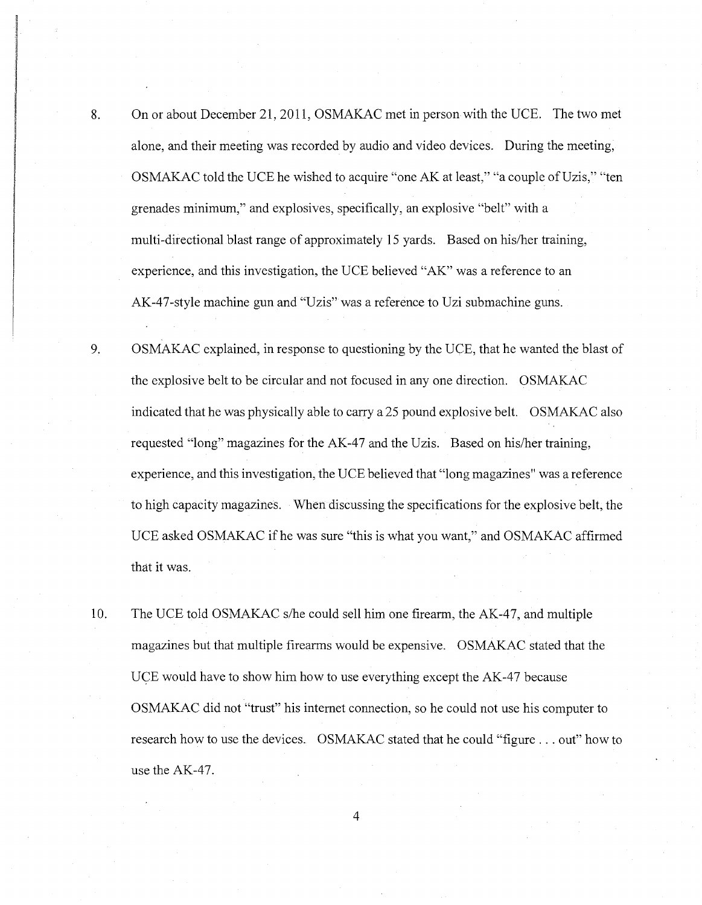8. On or about December 21, 2011, OSMAKAC met in person with the UCE. The two met alone, and their meeting was recorded by audio and video devices. During the meeting, OSMAKAC told the UCE he wished to acquire "one AK at least," "a couple of Uzis," "ten grenades minimum," and explosives, specifically, an explosive "belt" with a multi-directional blast range of approximately 15 yards. Based on his/her training, experience, and this investigation, the UCE believed "AK" was a reference to an AK-47-style machine gun and "Uzis" was a reference to Uzi submachine guns.

9. OSMAKAC explained, in response to questioning by the UCE, that he wanted the blast of the explosive belt to be circular and not focused in any one direction. OSMAKAC indicated that he was physically able to carry a 25 pound explosive belt. OSMAKAC also requested "long" magazines for the AK-47 and the Uzis. Based on his/her training, experience, and this investigation, the UCE believed that "long magazines" was a reference to high capacity magazines. When discussing the specifications for the explosive belt, the UCE asked OSMAKAC if he was sure "this is what you want," and OSMAKAC affirmed that it was.

10. The UCE told OSMAKAC s/he could sell him one firearm, the AK-47, and multiple magazines but that multiple firearms would be expensive. OSMAKAC stated that the UCE would have to show him how to use everything except the AK-47 because OSMAKAC did not "trust" his internet connection, so he could not use his computer to research how to use the devices. OSMAKAC stated that he could "figure . . . out" how to use the AK-47.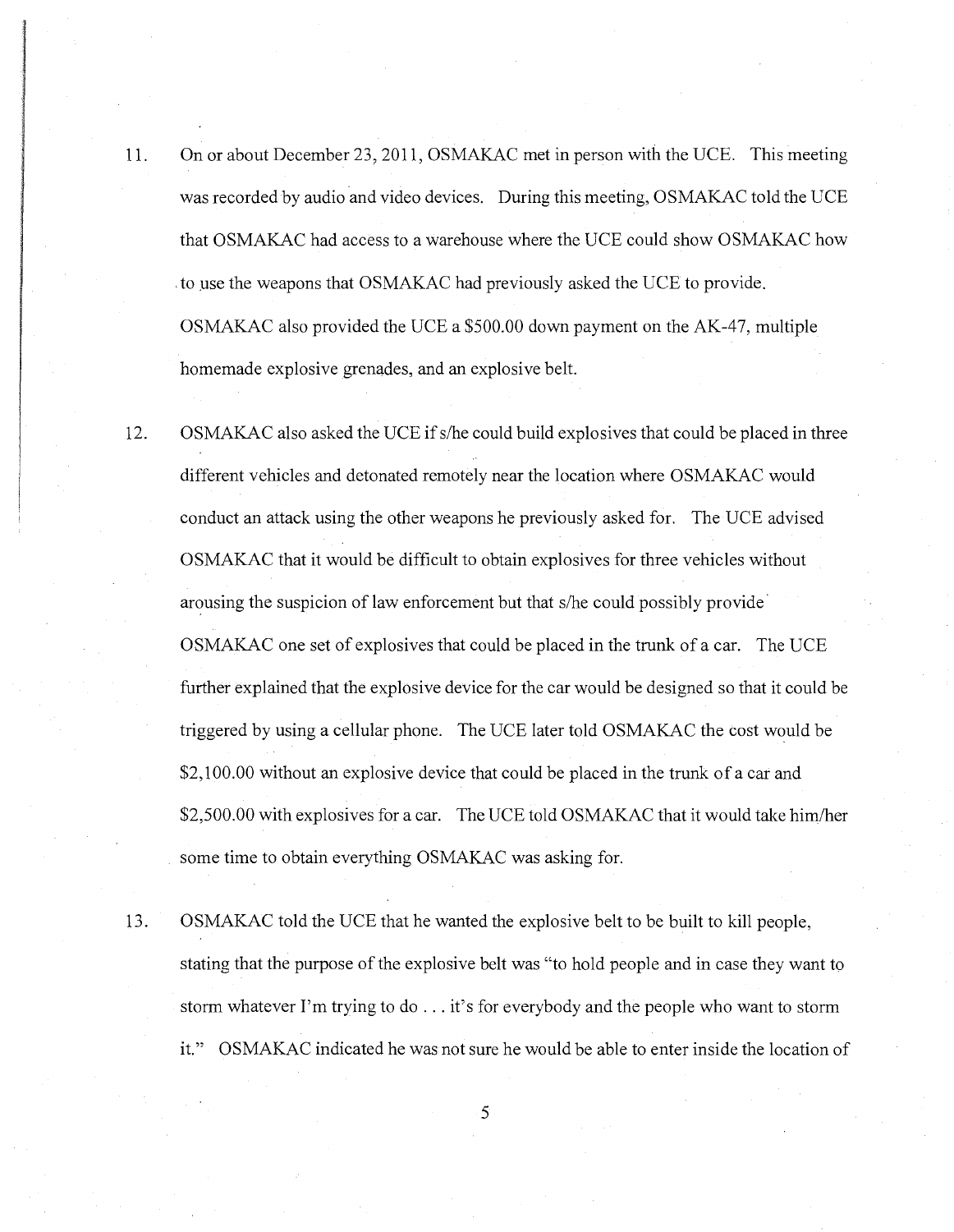11. On or about December 23, 2011, OSMAKAC met in person with the UCE. This meeting was recorded by audio and video devices. During this meeting, OSMAKAC told the UCE that OSMAKAC had access to a warehouse where the UCE could show OSMAKAC how to use the weapons that OSMAKAC had previously asked the UCE to provide. OSMAKAC also provided the UCE a $500.00 down payment on the AK-47, multiple homemade explosive grenades, and an explosive belt.

12. OSMAKAC also asked the UCE if s/he could build explosives that could be placed in three different vehicles and detonated remotely near the location where OSMAKAC would conduct an attack using the other weapons he previously asked for. The UCE advised OSMAKAC that it would be difficult to obtain explosives for three vehicles without arousing the suspicion of law enforcement but that s/he could possibly provide OSMAKAC one set of explosives that could be placed in the trunk of a car. The UCE further explained that the explosive device for the car would be designed so that it could be triggered by using a cellular phone. The UCE later told OSMAKAC the cost would be $2,100.00 without an explosive device that could be placed in the trunk of a car and $2,500.00 with explosives for a car. The UCE told OSMAKAC that it would take him/her some time to obtain everything OSMAKAC was asking for.

13. OSMAKAC told the UCE that he wanted the explosive belt to be built to kill people, stating that the purpose of the explosive belt was "to hold people and in case they want to storm whatever I'm trying to do . . . it's for everybody and the people who want to storm it." OSMAKAC indicated he was not sure he would be able to enter inside the location of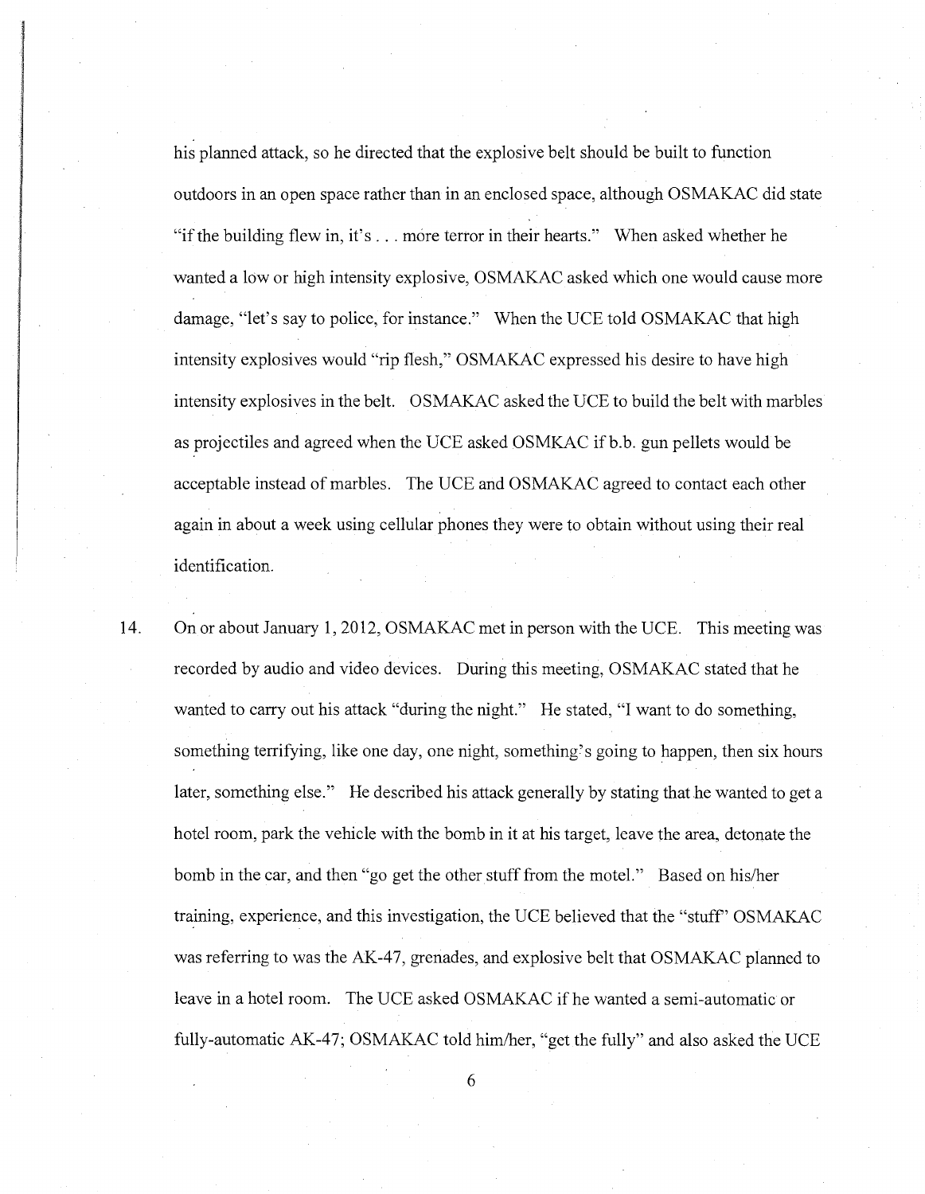his planned attack, so he directed that the explosive belt should be built to function outdoors in an open space rather than in an enclosed space, although OSMAKAC did state "if the building flew in, it's . . . more terror in their hearts." When asked whether he wanted a low or high intensity explosive, OSMAKAC asked which one would cause more damage, "let's say to police, for instance." When the UCE told OSMAKAC that high intensity explosives would "rip flesh," OSMAKAC expressed his desire to have high intensity explosives in the belt. OSMAKAC asked the UCE to build the belt with marbles as projectiles and agreed when the UCE asked OSMKAC if b.b. gun pellets would be acceptable instead of marbles. The UCE and OSMAKAC agreed to contact each other again in about a week using cellular phones they were to obtain without using their real identification.

14. On or about January 1, 2012, OSMAKAC met in person with the UCE. This meeting was recorded by audio and video devices. During this meeting, OSMAKAC stated that he wanted to carry out his attack "during the night." He stated, "I want to do something, something terrifying, like one day, one night, something's going to happen, then six hours later, something else." He described his attack generally by stating that he wanted to get a hotel room, park the vehicle with the bomb in it at his target, leave the area, detonate the bomb in the car, and then "go get the other stuff from the motel." Based on his/her training, experience, and this investigation, the UCE believed that the "stuff" OSMAKAC was referring to was the AK-47, grenades, and explosive belt that OSMAKAC planned to leave in a hotel room. The UCE asked OSMAKAC if he wanted a semi-automatic or fully-automatic AK-47; OSMAKAC told him/her, "get the fully" and also asked the UCE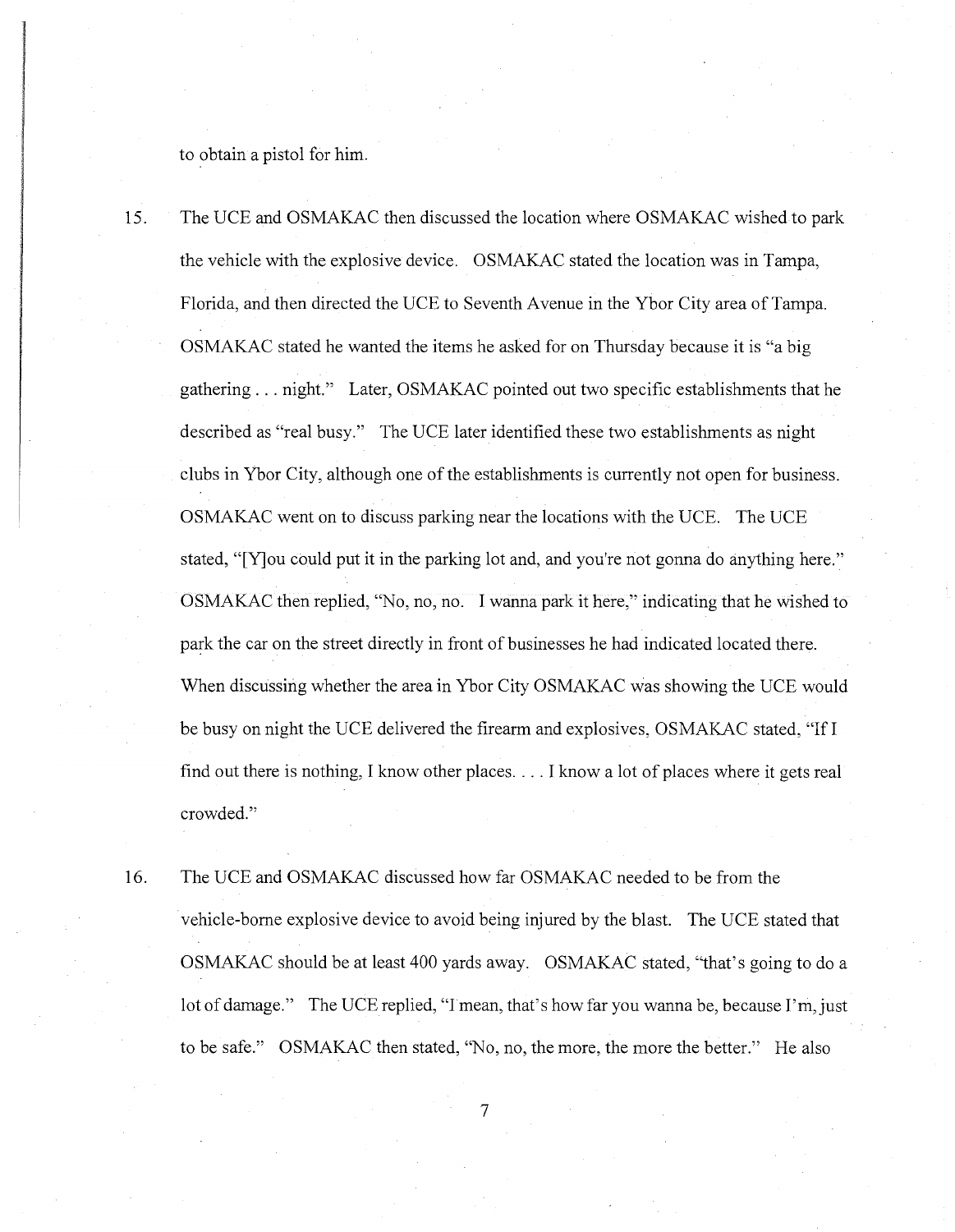to obtain a pistol for him.

15. The UCE and OSMAKAC then discussed the location where OSMAKAC wished to park the vehicle with the explosive device. OSMAKAC stated the location was in Tampa, Florida, and then directed the UCE to Seventh Avenue in the Ybor City area of Tampa. OSMAKAC stated he wanted the items he asked for on Thursday because it is "a big gathering . . . night." Later, OSMAKAC pointed out two specific establishments that he described as "real busy." The UCE later identified these two establishments as night clubs in Ybor City, although one of the establishments is currently not open for business. OSMAKAC went on to discuss parking near the locations with the UCE. The UCE stated, "[Y]ou could put it in the parking lot and, and you're not gonna do anything here." OSMAKAC then replied, "No, no, no. I wanna park it here," indicating that he wished to park the car on the street directly in front of businesses he had indicated located there. When discussing whether the area in Ybor City OSMAKAC was showing the UCE would be busy on night the UCE delivered the firearm and explosives, OSMAKAC stated, "If I find out there is nothing, I know other places. . . . I know a lot of places where it gets real crowded."

16. The UCE and OSMAKAC discussed how far OSMAKAC needed to be from the vehicle-borne explosive device to avoid being injured by the blast. The UCE stated that OSMAKAC should be at least 400 yards away. OSMAKAC stated, "that's going to do a lot of damage." The UCE replied, "I mean, that's how far you wanna be, because I'm, just to be safe." OSMAKAC then stated, "No, no, the more, the more the better." He also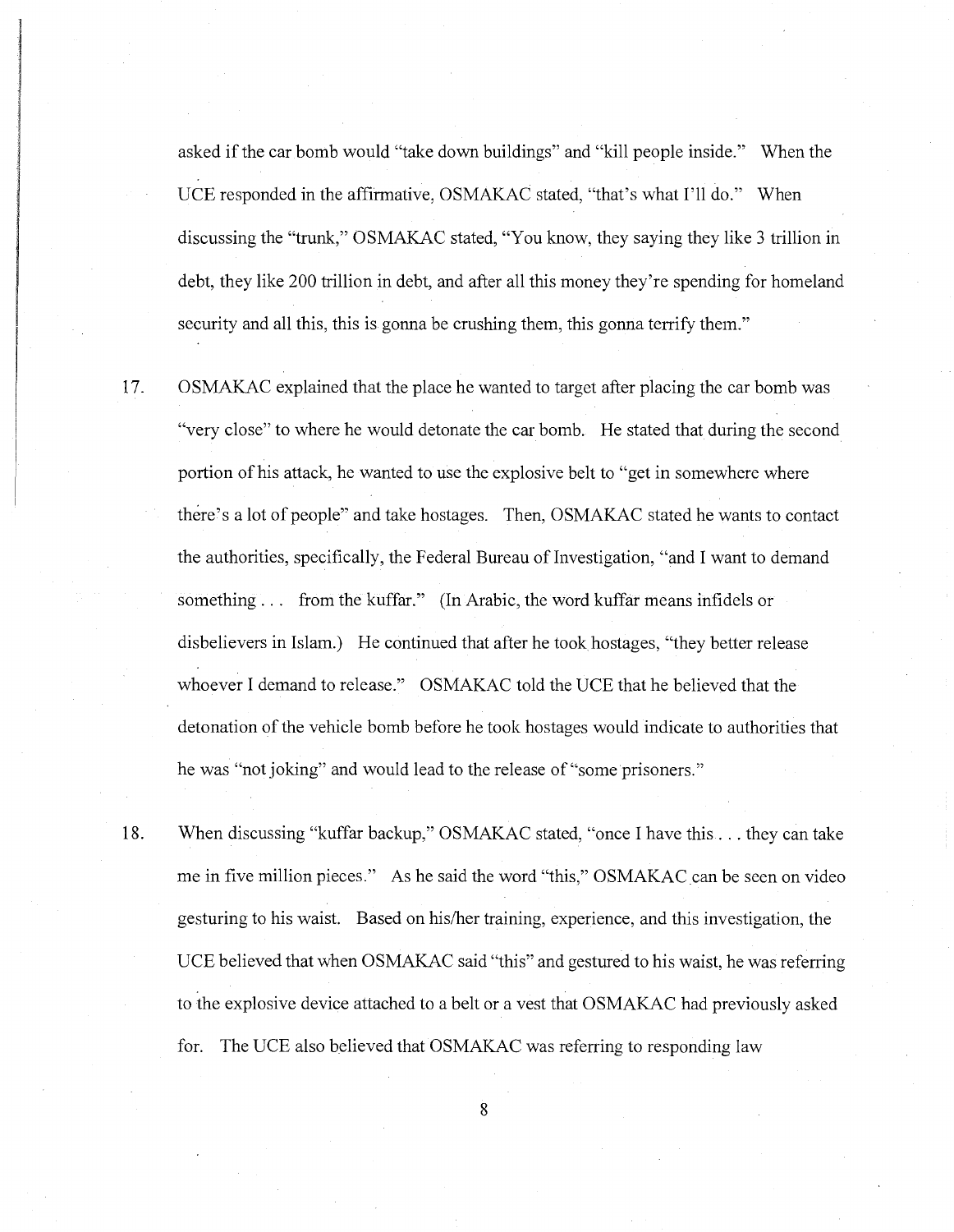asked if the car bomb would "take down buildings" and "kill people inside." When the UCE responded in the affirmative, OSMAKAC stated, "that's what I'll do." When discussing the "trunk," OSMAKAC stated, "You know, they saying they like 3 trillion in debt, they like 200 trillion in debt, and after all this money they're spending for homeland security and all this, this is gonna be crushing them, this gonna terrify them."

17. OSMAKAC explained that the place he wanted to target after placing the car bomb was "very close" to where he would detonate the car bomb. He stated that during the second portion of his attack, he wanted to use the explosive belt to "get in somewhere where there's a lot of people" and take hostages. Then, OSMAKAC stated he wants to contact the authorities, specifically, the Federal Bureau of Investigation, "and I want to demand something . . . from the kuffar." (In Arabic, the word kuffar means infidels or disbelievers in Islam.) He continued that after he took hostages, "they better release whoever I demand to release." OSMAKAC told the UCE that he believed that the detonation of the vehicle bomb before he took hostages would indicate to authorities that he was "not joking" and would lead to the release of "some prisoners."

18. When discussing "kuffar backup," OSMAKAC stated, "once I have this . . . they can take me in five million pieces." As he said the word "this," OSMAKAC can be seen on video gesturing to his waist. Based on his/her training, experience, and this investigation, the UCE believed that when OSMAKAC said "this" and gestured to his waist, he was referring to the explosive device attached to a belt or a vest that OSMAKAC had previously asked for. The UCE also believed that OSMAKAC was referring to responding law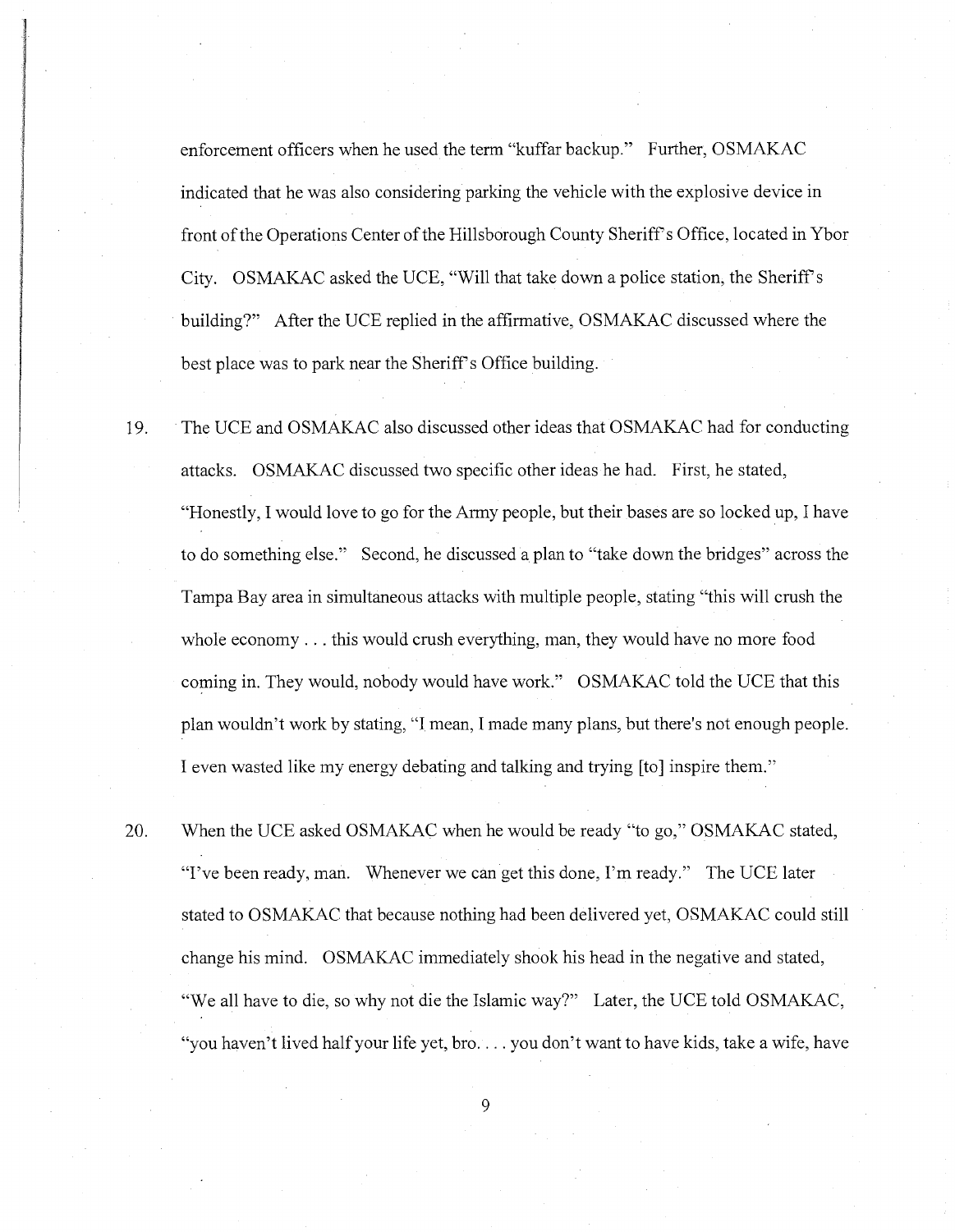enforcement officers when he used the term "kuffar backup." Further, OSMAKAC indicated that he was also considering parking the vehicle with the explosive device in front of the Operations Center of the Hillsborough County Sheriff's Office, located in Ybor City. OSMAKAC asked the UCE, "Will that take down a police station, the Sheriff's building?" After the UCE replied in the affirmative, OSMAKAC discussed where the best place was to park near the Sheriff's Office building.

19. The UCE and OSMAKAC also discussed other ideas that OSMAKAC had for conducting attacks. OSMAKAC discussed two specific other ideas he had. First, he stated, "Honestly, I would love to go for the Army people, but their bases are so locked up, I have to do something else." Second, he discussed a plan to "take down the bridges" across the Tampa Bay area in simultaneous attacks with multiple people, stating "this will crush the whole economy . . . this would crush everything, man, they would have no more food coming in. They would, nobody would have work." OSMAKAC told the UCE that this plan wouldn't work by stating, "I mean, I made many plans, but there's not enough people. I even wasted like my energy debating and talking and trying [to] inspire them."

20. When the UCE asked OSMAKAC when he would be ready "to go," OSMAKAC stated, "I've been ready, man. Whenever we can get this done, I'm ready." The UCE later stated to OSMAKAC that because nothing had been delivered yet, OSMAKAC could still change his mind. OSMAKAC immediately shook his head in the negative and stated, "We all have to die, so why not die the Islamic way?" Later, the UCE told OSMAKAC, "you haven't lived half your life yet, bro. . . . you don't want to have kids, take a wife, have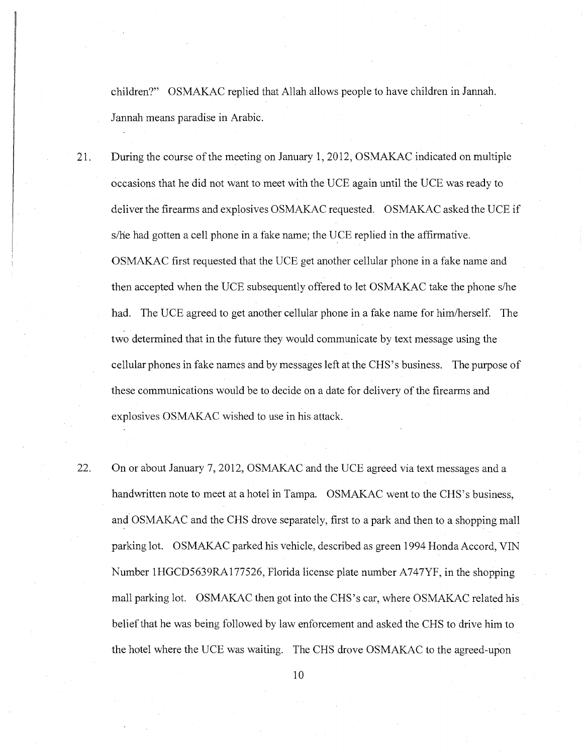children?" OSMAKAC replied that Allah allows people to have children in Jannah. Jannah means paradise in Arabic.

21. During the course of the meeting on January 1, 2012, OSMAKAC indicated on multiple occasions that he did not want to meet with the UCE again until the UCE was ready to deliver the firearms and explosives OSMAKAC requested. OSMAKAC asked the UCE if s/he had gotten a cell phone in a fake name; the UCE replied in the affirmative. OSMAKAC first requested that the UCE get another cellular phone in a fake name and then accepted when the UCE subsequently offered to let OSMAKAC take the phone s/he had. The UCE agreed to get another cellular phone in a fake name for him/herself. The two determined that in the future they would communicate by text message using the cellular phones in fake names and by messages left at the CHS's business. The purpose of these communications would be to decide on a date for delivery of the firearms and explosives OSMAKAC wished to use in his attack.

22. On or about January 7, 2012, OSMAKAC and the UCE agreed via text messages and a handwritten note to meet at a hotel in Tampa. OSMAKAC went to the CHS's business, and OSMAKAC and the CHS drove separately, first to a park and then to a shopping mall parking lot. OSMAKAC parked his vehicle, described as green 1994 Honda Accord, VIN Number 1HGCD5639RA177526, Florida license plate number A747YF, in the shopping mall parking lot. OSMAKAC then got into the CHS's car, where OSMAKAC related his belief that he was being followed by law enforcement and asked the CHS to drive him to the hotel where the UCE was waiting. The CHS drove OSMAKAC to the agreed-upon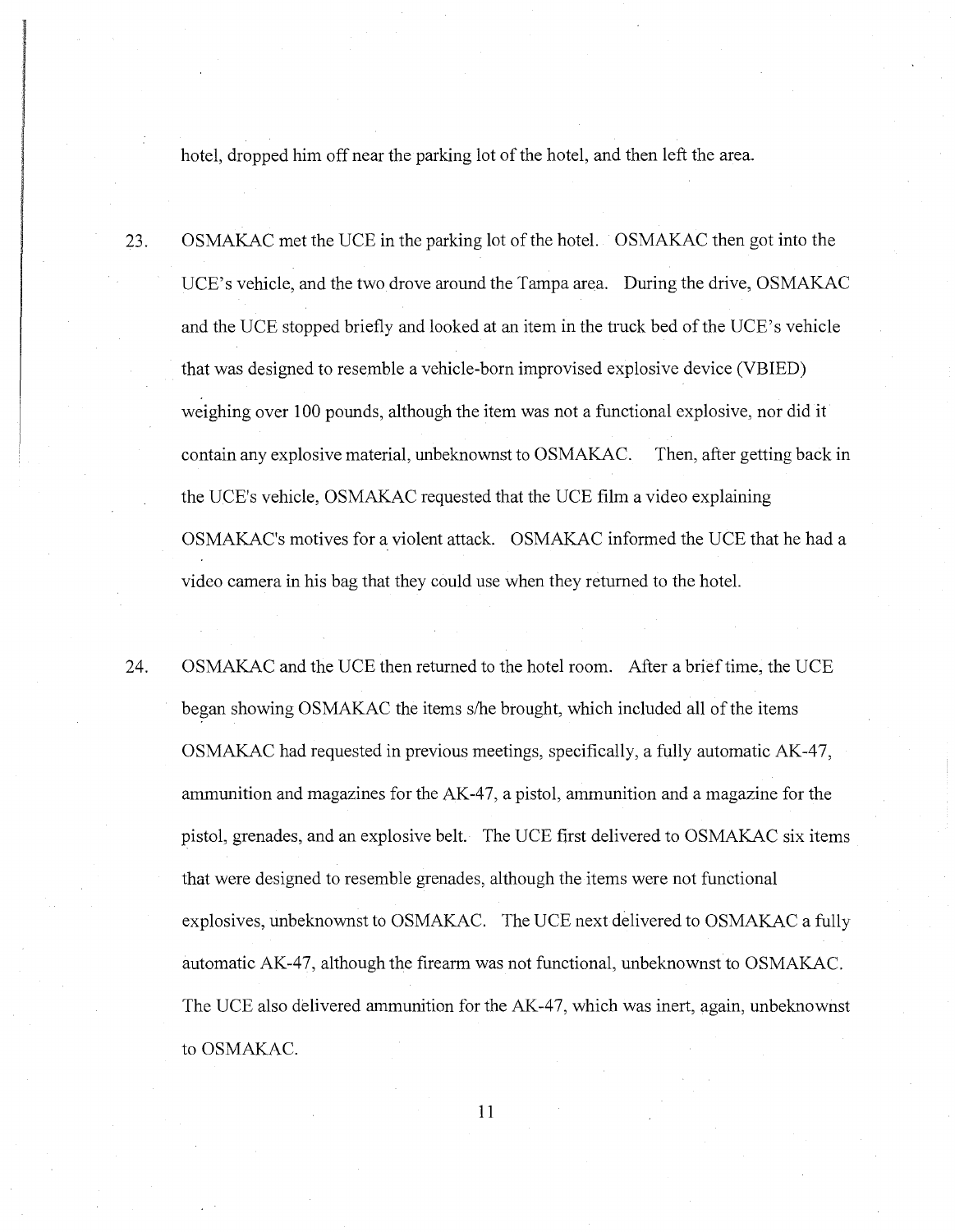hotel, dropped him off near the parking lot of the hotel, and then left the area.

23. OSMAKAC met the UCE in the parking lot of the hotel. OSMAKAC then got into the UCE's vehicle, and the two drove around the Tampa area. During the drive, OSMAKAC and the UCE stopped briefly and looked at an item in the truck bed of the UCE's vehicle that was designed to resemble a vehicle-born improvised explosive device (VBIED) weighing over 100 pounds, although the item was not a functional explosive, nor did it contain any explosive material, unbeknownst to OSMAKAC. Then, after getting back in the UCE's vehicle, OSMAKAC requested that the UCE film a video explaining OSMAKAC's motives for a violent attack. OSMAKAC informed the UCE that he had a video camera in his bag that they could use when they returned to the hotel.

24. OSMAKAC and the UCE then returned to the hotel room. After a brief time, the UCE began showing OSMAKAC the items s/he brought, which included all of the items OSMAKAC had requested in previous meetings, specifically, a fully automatic AK-47, ammunition and magazines for the AK-47, a pistol, ammunition and a magazine for the pistol, grenades, and an explosive belt. The UCE first delivered to OSMAKAC six items that were designed to resemble grenades, although the items were not functional explosives, unbeknownst to OSMAKAC. The UCE next delivered to OSMAKAC a fully automatic AK-47, although the firearm was not functional, unbeknownst to OSMAKAC. The UCE also delivered ammunition for the AK-47, which was inert, again, unbeknownst to OSMAKAC.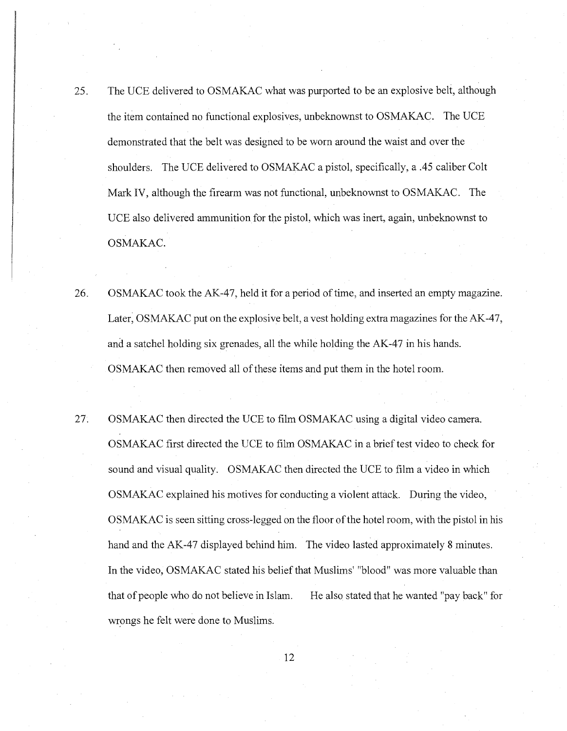25. The UCE delivered to OSMAKAC what was purported to be an explosive belt, although the item contained no functional explosives, unbeknownst to OSMAKAC. The UCE demonstrated that the belt was designed to be worn around the waist and over the shoulders. The UCE delivered to OSMAKAC a pistol, specifically, a .45 caliber Colt Mark IV, although the firearm was not functional, unbeknownst to OSMAKAC. The UCE also delivered ammunition for the pistol, which was inert, again, unbeknownst to OSMAKAC.

26. OSMAKAC took the AK-47, held it for a period of time, and inserted an empty magazine. Later, OSMAKAC put on the explosive belt, a vest holding extra magazines for the AK-47, and a satchel holding six grenades, all the while holding the AK-47 in his hands. OSMAKAC then removed all of these items and put them in the hotel room.

27. OSMAKAC then directed the UCE to film OSMAKAC using a digital video camera. OSMAKAC first directed the UCE to film OSMAKAC in a brief test video to check for sound and visual quality. OSMAKAC then directed the UCE to film a video in which OSMAKAC explained his motives for conducting a violent attack. During the video, OSMAKAC is seen sitting cross-legged on the floor of the hotel room, with the pistol in his hand and the AK-47 displayed behind him. The video lasted approximately 8 minutes. In the video, OSMAKAC stated his belief that Muslims' "blood" was more valuable than that of people who do not believe in Islam. He also stated that he wanted "pay back" for wrongs he felt were done to Muslims.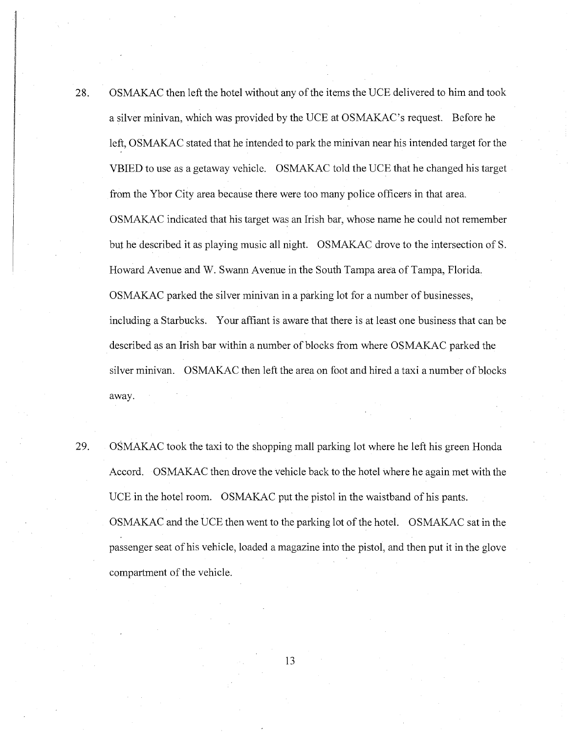28. OSMAKAC then left the hotel without any of the items the UCE delivered to him and took a silver minivan, which was provided by the UCE at OSMAKAC's request. Before he left, OSMAKAC stated that he intended to park the minivan near his intended target for the VBIED to use as a getaway vehicle. OSMAKAC told the UCE that he changed his target from the Ybor City area because there were too many police officers in that area. OSMAKAC indicated that his target was an Irish bar, whose name he could not remember but he described it as playing music all night. OSMAKAC drove to the intersection of S. Howard Avenue and W. Swann Avenue in the South Tampa area of Tampa, Florida. OSMAKAC parked the silver minivan in a parking lot for a number of businesses, including a Starbucks. Your affiant is aware that there is at least one business that can be described as an Irish bar within a number of blocks from where OSMAKAC parked the silver minivan. OSMAKAC then left the area on foot and hired a taxi a number of blocks away.

29. OSMAKAC took the taxi to the shopping mall parking lot where he left his green Honda Accord. OSMAKAC then drove the vehicle back to the hotel where he again met with the UCE in the hotel room. OSMAKAC put the pistol in the waistband of his pants. OSMAKAC and the UCE then went to the parking lot of the hotel. OSMAKAC sat in the passenger seat of his vehicle, loaded a magazine into the pistol, and then put it in the glove compartment of the vehicle.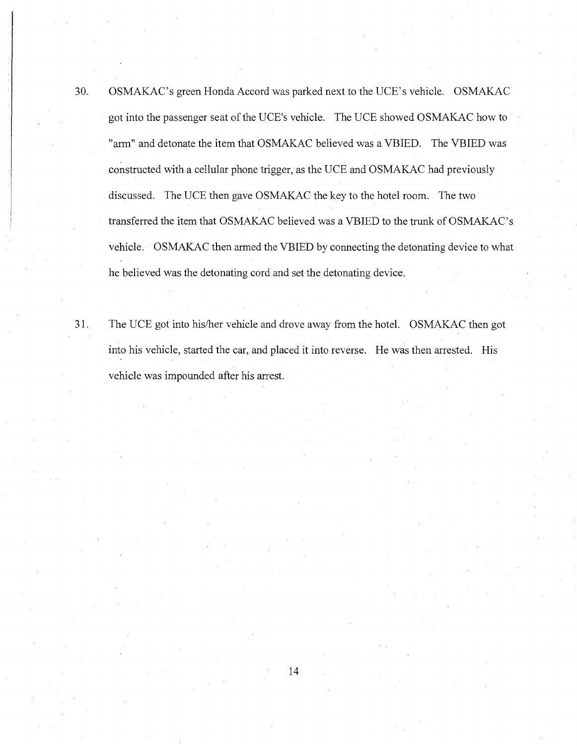30. OSMAKAC's green Honda Accord was parked next to the UCE's vehicle. OSMAKAC got into the passenger seat of the UCE's vehicle. The UCE showed OSMAKAC how to "arm" and detonate the item that OSMAKAC believed was a VBIED. The VBIED was constructed with a cellular phone trigger, as the UCE and OSMAKAC had previously discussed. The UCE then gave OSMAKAC the key to the hotel room. The two transferred the item that OSMAKAC believed was a VBIED to the trunk of OSMAKAC's vehicle. OSMAKAC then armed the VBIED by connecting the detonating device to what he believed was the detonating cord and set the detonating device.

31. The UCE got into his/her vehicle and drove away from the hotel. OSMAKAC then got into his vehicle, started the car, and placed it into reverse. He was then arrested. His vehicle was impounded after his arrest.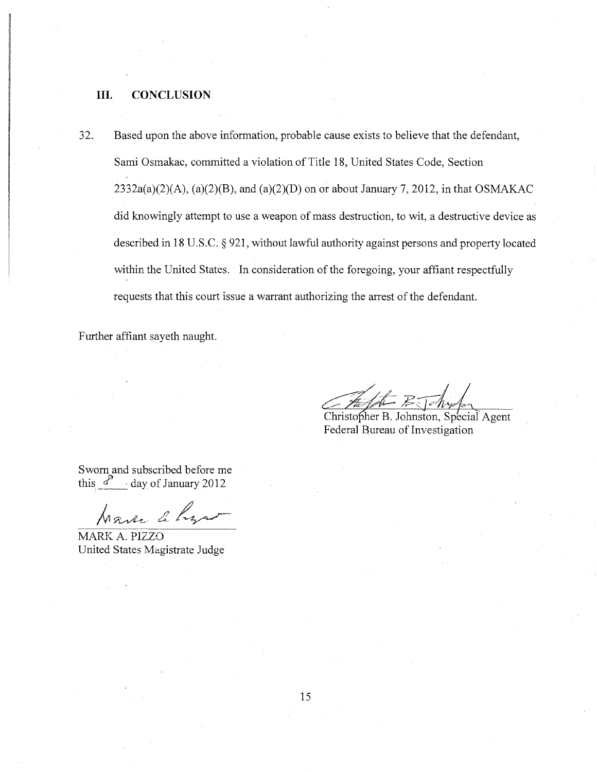## III. CONCLUSION

32. Based upon the above information, probable cause exists to believe that the defendant, Sami Osmakac, committed a violation of Title 18, United States Code, Section 2332a(a)(2)(A), (a)(2)(B), and (a)(2)(D) on or about January 7, 2012, in that OSMAKAC did knowingly attempt to use a weapon of mass destruction, to wit, a destructive device as described in 18 U.S.C. § 921, without lawful authority against persons and property located within the United States. In consideration of the foregoing, your affiant respectfully requests that this court issue a warrant authorizing the arrest of the defendant.

Further affiant sayeth naught.

Christopher B. Johnston, Special Agent
Federal Bureau of Investigation

Sworn and subscribed before me
this 8 day of January 2012

MARK A. PIZZO
United States Magistrate Judge